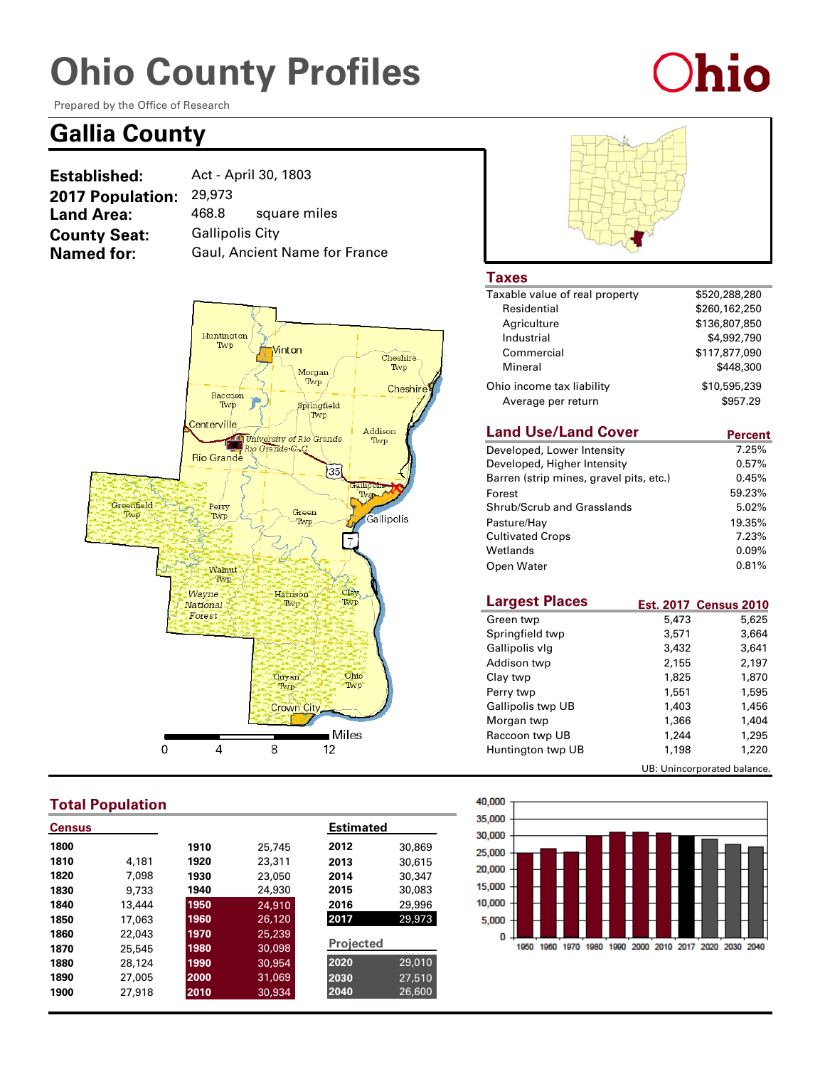# Ohio County Profiles

Prepared by the Office of Research

## Gallia County

| | |
|---|---|
| **Established:** | Act - April 30, 1803 |
| **2017 Population:** | 29,973 |
| **Land Area:** | 468.8 square miles |
| **County Seat:** | Gallipolis City |
| **Named for:** | Gaul, Ancient Name for France |

### Taxes

| | |
|---|---|
| Taxable value of real property | $520,288,280 |
| Residential | $260,162,250 |
| Agriculture | $136,807,850 |
| Industrial | $4,992,790 |
| Commercial | $117,877,090 |
| Mineral | $448,300 |
| Ohio income tax liability | $10,595,239 |
| Average per return | $957.29 |

### Land Use/Land Cover

| | Percent |
|---|---|
| Developed, Lower Intensity | 7.25% |
| Developed, Higher Intensity | 0.57% |
| Barren (strip mines, gravel pits, etc.) | 0.45% |
| Forest | 59.23% |
| Shrub/Scrub and Grasslands | 5.02% |
| Pasture/Hay | 19.35% |
| Cultivated Crops | 7.23% |
| Wetlands | 0.09% |
| Open Water | 0.81% |

### Largest Places

| | Est. 2017 | Census 2010 |
|---|---|---|
| Green twp | 5,473 | 5,625 |
| Springfield twp | 3,571 | 3,664 |
| Gallipolis vlg | 3,432 | 3,641 |
| Addison twp | 2,155 | 2,197 |
| Clay twp | 1,825 | 1,870 |
| Perry twp | 1,551 | 1,595 |
| Gallipolis twp UB | 1,403 | 1,456 |
| Morgan twp | 1,366 | 1,404 |
| Raccoon twp UB | 1,244 | 1,295 |
| Huntington twp UB | 1,198 | 1,220 |

UB: Unincorporated balance.

### Total Population

**Census**

| Year | Population | Year | Population |
|---|---|---|---|
| 1800 | | 1910 | 25,745 |
| 1810 | 4,181 | 1920 | 23,311 |
| 1820 | 7,098 | 1930 | 23,050 |
| 1830 | 9,733 | 1940 | 24,930 |
| 1840 | 13,444 | 1950 | 24,910 |
| 1850 | 17,063 | 1960 | 26,120 |
| 1860 | 22,043 | 1970 | 25,239 |
| 1870 | 25,545 | 1980 | 30,098 |
| 1880 | 28,124 | 1990 | 30,954 |
| 1890 | 27,005 | 2000 | 31,069 |
| 1900 | 27,918 | 2010 | 30,934 |

**Estimated**

| Year | Population |
|---|---|
| 2012 | 30,869 |
| 2013 | 30,615 |
| 2014 | 30,347 |
| 2015 | 30,083 |
| 2016 | 29,996 |
| 2017 | 29,973 |

**Projected**

| Year | Population |
|---|---|
| 2020 | 29,010 |
| 2030 | 27,510 |
| 2040 | 26,600 |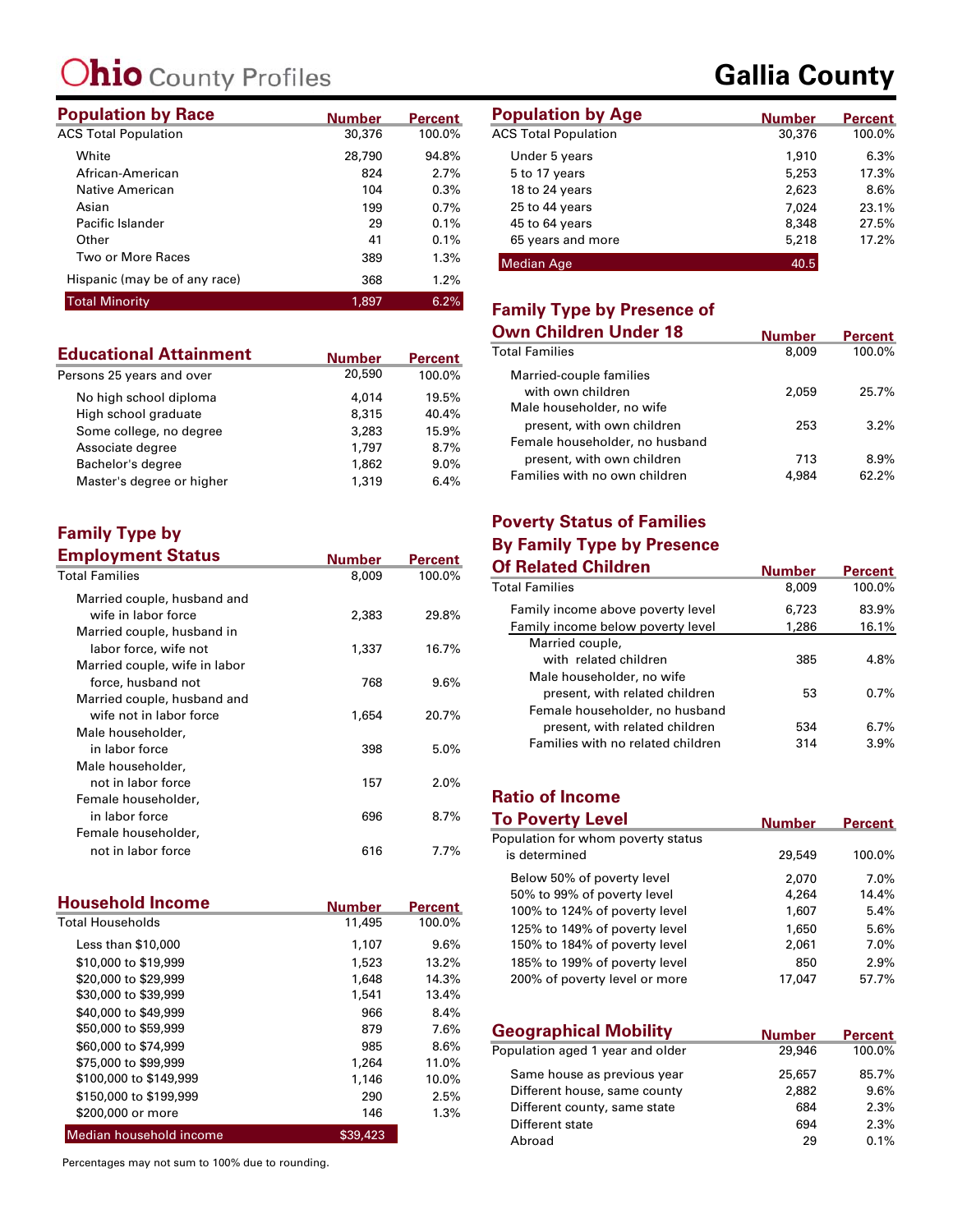# Ohio County Profiles

# Gallia County

## Population by Race

| | Number | Percent |
|---|---|---|
| ACS Total Population | 30,376 | 100.0% |
| White | 28,790 | 94.8% |
| African-American | 824 | 2.7% |
| Native American | 104 | 0.3% |
| Asian | 199 | 0.7% |
| Pacific Islander | 29 | 0.1% |
| Other | 41 | 0.1% |
| Two or More Races | 389 | 1.3% |
| Hispanic (may be of any race) | 368 | 1.2% |
| Total Minority | 1,897 | 6.2% |

## Educational Attainment

| | Number | Percent |
|---|---|---|
| Persons 25 years and over | 20,590 | 100.0% |
| No high school diploma | 4,014 | 19.5% |
| High school graduate | 8,315 | 40.4% |
| Some college, no degree | 3,283 | 15.9% |
| Associate degree | 1,797 | 8.7% |
| Bachelor's degree | 1,862 | 9.0% |
| Master's degree or higher | 1,319 | 6.4% |

## Family Type by Employment Status

| | Number | Percent |
|---|---|---|
| Total Families | 8,009 | 100.0% |
| Married couple, husband and wife in labor force | 2,383 | 29.8% |
| Married couple, husband in labor force, wife not | 1,337 | 16.7% |
| Married couple, wife in labor force, husband not | 768 | 9.6% |
| Married couple, husband and wife not in labor force | 1,654 | 20.7% |
| Male householder, in labor force | 398 | 5.0% |
| Male householder, not in labor force | 157 | 2.0% |
| Female householder, in labor force | 696 | 8.7% |
| Female householder, not in labor force | 616 | 7.7% |

## Household Income

| | Number | Percent |
|---|---|---|
| Total Households | 11,495 | 100.0% |
| Less than $10,000 | 1,107 | 9.6% |
| $10,000 to $19,999 | 1,523 | 13.2% |
| $20,000 to $29,999 | 1,648 | 14.3% |
| $30,000 to $39,999 | 1,541 | 13.4% |
| $40,000 to $49,999 | 966 | 8.4% |
| $50,000 to $59,999 | 879 | 7.6% |
| $60,000 to $74,999 | 985 | 8.6% |
| $75,000 to $99,999 | 1,264 | 11.0% |
| $100,000 to $149,999 | 1,146 | 10.0% |
| $150,000 to $199,999 | 290 | 2.5% |
| $200,000 or more | 146 | 1.3% |
| Median household income | $39,423 | |

Percentages may not sum to 100% due to rounding.

## Population by Age

| | Number | Percent |
|---|---|---|
| ACS Total Population | 30,376 | 100.0% |
| Under 5 years | 1,910 | 6.3% |
| 5 to 17 years | 5,253 | 17.3% |
| 18 to 24 years | 2,623 | 8.6% |
| 25 to 44 years | 7,024 | 23.1% |
| 45 to 64 years | 8,348 | 27.5% |
| 65 years and more | 5,218 | 17.2% |
| Median Age | 40.5 | |

## Family Type by Presence of Own Children Under 18

| | Number | Percent |
|---|---|---|
| Total Families | 8,009 | 100.0% |
| Married-couple families with own children | 2,059 | 25.7% |
| Male householder, no wife present, with own children | 253 | 3.2% |
| Female householder, no husband present, with own children | 713 | 8.9% |
| Families with no own children | 4,984 | 62.2% |

## Poverty Status of Families By Family Type by Presence Of Related Children

| | Number | Percent |
|---|---|---|
| Total Families | 8,009 | 100.0% |
| Family income above poverty level | 6,723 | 83.9% |
| Family income below poverty level | 1,286 | 16.1% |
| Married couple, with related children | 385 | 4.8% |
| Male householder, no wife present, with related children | 53 | 0.7% |
| Female householder, no husband present, with related children | 534 | 6.7% |
| Families with no related children | 314 | 3.9% |

## Ratio of Income To Poverty Level

| | Number | Percent |
|---|---|---|
| Population for whom poverty status is determined | 29,549 | 100.0% |
| Below 50% of poverty level | 2,070 | 7.0% |
| 50% to 99% of poverty level | 4,264 | 14.4% |
| 100% to 124% of poverty level | 1,607 | 5.4% |
| 125% to 149% of poverty level | 1,650 | 5.6% |
| 150% to 184% of poverty level | 2,061 | 7.0% |
| 185% to 199% of poverty level | 850 | 2.9% |
| 200% of poverty level or more | 17,047 | 57.7% |

## Geographical Mobility

| | Number | Percent |
|---|---|---|
| Population aged 1 year and older | 29,946 | 100.0% |
| Same house as previous year | 25,657 | 85.7% |
| Different house, same county | 2,882 | 9.6% |
| Different county, same state | 684 | 2.3% |
| Different state | 694 | 2.3% |
| Abroad | 29 | 0.1% |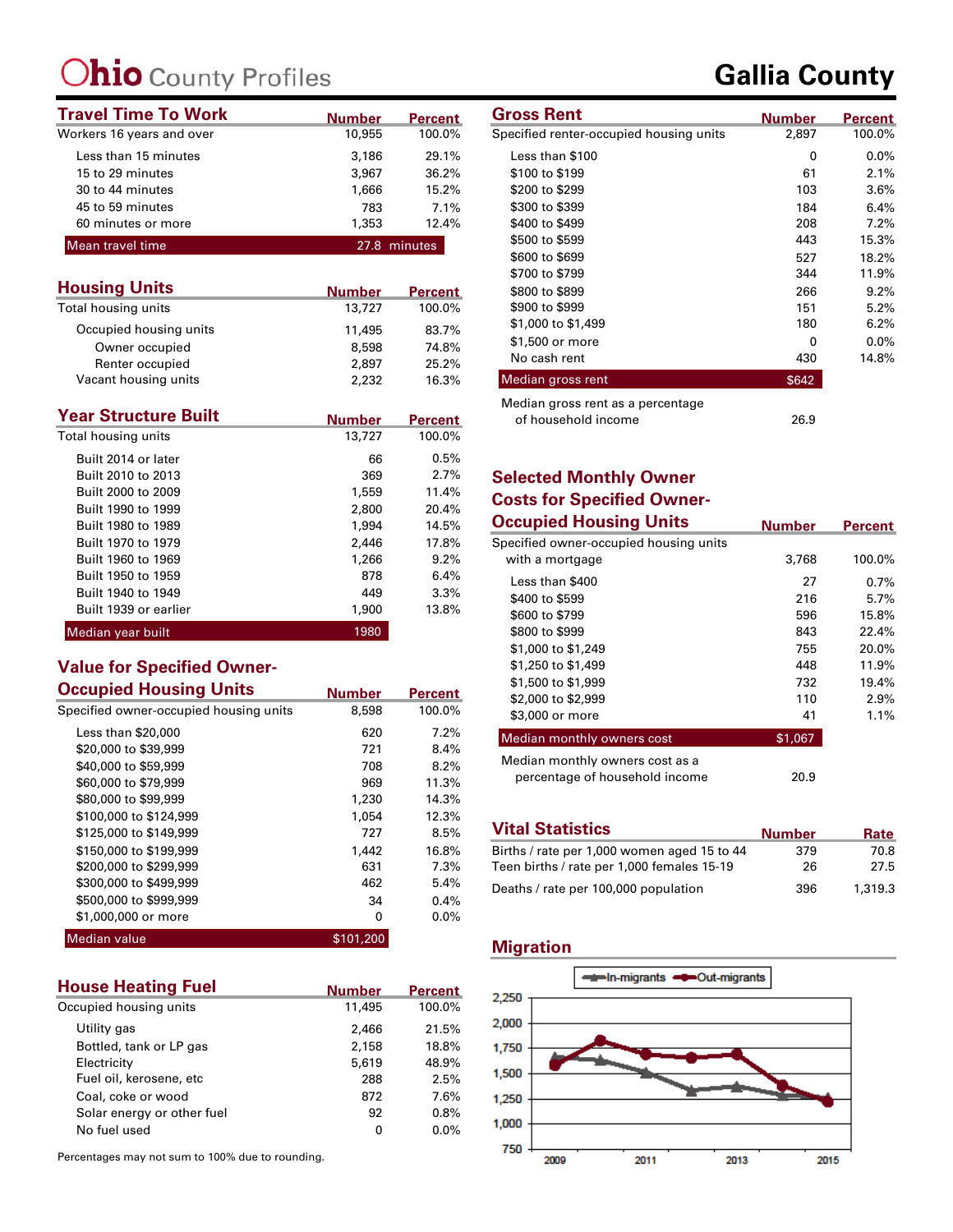# Ohio County Profiles

# Gallia County

## Travel Time To Work

| | Number | Percent |
|---|---|---|
| Workers 16 years and over | 10,955 | 100.0% |
| Less than 15 minutes | 3,186 | 29.1% |
| 15 to 29 minutes | 3,967 | 36.2% |
| 30 to 44 minutes | 1,666 | 15.2% |
| 45 to 59 minutes | 783 | 7.1% |
| 60 minutes or more | 1,353 | 12.4% |
| Mean travel time | 27.8 minutes | |

## Housing Units

| | Number | Percent |
|---|---|---|
| Total housing units | 13,727 | 100.0% |
| Occupied housing units | 11,495 | 83.7% |
| Owner occupied | 8,598 | 74.8% |
| Renter occupied | 2,897 | 25.2% |
| Vacant housing units | 2,232 | 16.3% |

## Year Structure Built

| | Number | Percent |
|---|---|---|
| Total housing units | 13,727 | 100.0% |
| Built 2014 or later | 66 | 0.5% |
| Built 2010 to 2013 | 369 | 2.7% |
| Built 2000 to 2009 | 1,559 | 11.4% |
| Built 1990 to 1999 | 2,800 | 20.4% |
| Built 1980 to 1989 | 1,994 | 14.5% |
| Built 1970 to 1979 | 2,446 | 17.8% |
| Built 1960 to 1969 | 1,266 | 9.2% |
| Built 1950 to 1959 | 878 | 6.4% |
| Built 1940 to 1949 | 449 | 3.3% |
| Built 1939 or earlier | 1,900 | 13.8% |
| Median year built | 1980 | |

## Value for Specified Owner-Occupied Housing Units

| | Number | Percent |
|---|---|---|
| Specified owner-occupied housing units | 8,598 | 100.0% |
| Less than $20,000 | 620 | 7.2% |
| $20,000 to $39,999 | 721 | 8.4% |
| $40,000 to $59,999 | 708 | 8.2% |
| $60,000 to $79,999 | 969 | 11.3% |
| $80,000 to $99,999 | 1,230 | 14.3% |
| $100,000 to $124,999 | 1,054 | 12.3% |
| $125,000 to $149,999 | 727 | 8.5% |
| $150,000 to $199,999 | 1,442 | 16.8% |
| $200,000 to $299,999 | 631 | 7.3% |
| $300,000 to $499,999 | 462 | 5.4% |
| $500,000 to $999,999 | 34 | 0.4% |
| $1,000,000 or more | 0 | 0.0% |
| Median value | $101,200 | |

## House Heating Fuel

| | Number | Percent |
|---|---|---|
| Occupied housing units | 11,495 | 100.0% |
| Utility gas | 2,466 | 21.5% |
| Bottled, tank or LP gas | 2,158 | 18.8% |
| Electricity | 5,619 | 48.9% |
| Fuel oil, kerosene, etc | 288 | 2.5% |
| Coal, coke or wood | 872 | 7.6% |
| Solar energy or other fuel | 92 | 0.8% |
| No fuel used | 0 | 0.0% |

Percentages may not sum to 100% due to rounding.

## Gross Rent

| | Number | Percent |
|---|---|---|
| Specified renter-occupied housing units | 2,897 | 100.0% |
| Less than $100 | 0 | 0.0% |
| $100 to $199 | 61 | 2.1% |
| $200 to $299 | 103 | 3.6% |
| $300 to $399 | 184 | 6.4% |
| $400 to $499 | 208 | 7.2% |
| $500 to $599 | 443 | 15.3% |
| $600 to $699 | 527 | 18.2% |
| $700 to $799 | 344 | 11.9% |
| $800 to $899 | 266 | 9.2% |
| $900 to $999 | 151 | 5.2% |
| $1,000 to $1,499 | 180 | 6.2% |
| $1,500 or more | 0 | 0.0% |
| No cash rent | 430 | 14.8% |
| Median gross rent | $642 | |
| Median gross rent as a percentage of household income | 26.9 | |

## Selected Monthly Owner Costs for Specified Owner-Occupied Housing Units

| | Number | Percent |
|---|---|---|
| Specified owner-occupied housing units with a mortgage | 3,768 | 100.0% |
| Less than $400 | 27 | 0.7% |
| $400 to $599 | 216 | 5.7% |
| $600 to $799 | 596 | 15.8% |
| $800 to $999 | 843 | 22.4% |
| $1,000 to $1,249 | 755 | 20.0% |
| $1,250 to $1,499 | 448 | 11.9% |
| $1,500 to $1,999 | 732 | 19.4% |
| $2,000 to $2,999 | 110 | 2.9% |
| $3,000 or more | 41 | 1.1% |
| Median monthly owners cost | $1,067 | |
| Median monthly owners cost as a percentage of household income | 20.9 | |

## Vital Statistics

| | Number | Rate |
|---|---|---|
| Births / rate per 1,000 women aged 15 to 44 | 379 | 70.8 |
| Teen births / rate per 1,000 females 15-19 | 26 | 27.5 |
| Deaths / rate per 100,000 population | 396 | 1,319.3 |

## Migration

(Line chart: In-migrants and Out-migrants, 2009–2015; y-axis 750 to 2,250)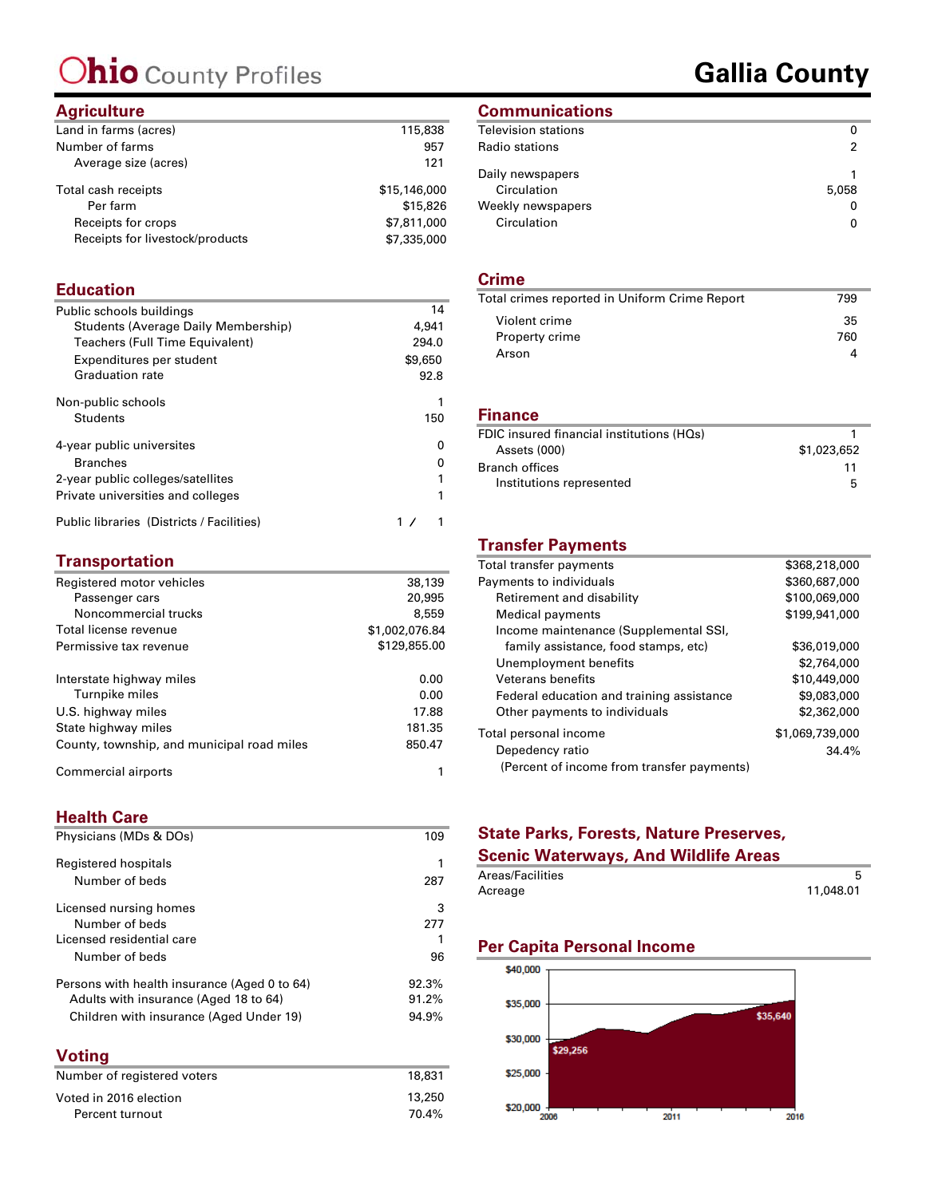# Ohio County Profiles

# Gallia County

## Agriculture

| | |
|---|---|
| Land in farms (acres) | 115,838 |
| Number of farms | 957 |
| Average size (acres) | 121 |
| Total cash receipts | $15,146,000 |
| Per farm | $15,826 |
| Receipts for crops | $7,811,000 |
| Receipts for livestock/products | $7,335,000 |

## Education

| | |
|---|---|
| Public schools buildings | 14 |
| Students (Average Daily Membership) | 4,941 |
| Teachers (Full Time Equivalent) | 294.0 |
| Expenditures per student | $9,650 |
| Graduation rate | 92.8 |
| Non-public schools | 1 |
| Students | 150 |
| 4-year public universites | 0 |
| Branches | 0 |
| 2-year public colleges/satellites | 1 |
| Private universities and colleges | 1 |
| Public libraries (Districts / Facilities) | 1 / 1 |

## Transportation

| | |
|---|---|
| Registered motor vehicles | 38,139 |
| Passenger cars | 20,995 |
| Noncommercial trucks | 8,559 |
| Total license revenue | $1,002,076.84 |
| Permissive tax revenue | $129,855.00 |
| Interstate highway miles | 0.00 |
| Turnpike miles | 0.00 |
| U.S. highway miles | 17.88 |
| State highway miles | 181.35 |
| County, township, and municipal road miles | 850.47 |
| Commercial airports | 1 |

## Health Care

| | |
|---|---|
| Physicians (MDs & DOs) | 109 |
| Registered hospitals | 1 |
| Number of beds | 287 |
| Licensed nursing homes | 3 |
| Number of beds | 277 |
| Licensed residential care | 1 |
| Number of beds | 96 |
| Persons with health insurance (Aged 0 to 64) | 92.3% |
| Adults with insurance (Aged 18 to 64) | 91.2% |
| Children with insurance (Aged Under 19) | 94.9% |

## Voting

| | |
|---|---|
| Number of registered voters | 18,831 |
| Voted in 2016 election | 13,250 |
| Percent turnout | 70.4% |

## Communications

| | |
|---|---|
| Television stations | 0 |
| Radio stations | 2 |
| Daily newspapers | 1 |
| Circulation | 5,058 |
| Weekly newspapers | 0 |
| Circulation | 0 |

## Crime

| | |
|---|---|
| Total crimes reported in Uniform Crime Report | 799 |
| Violent crime | 35 |
| Property crime | 760 |
| Arson | 4 |

## Finance

| | |
|---|---|
| FDIC insured financial institutions (HQs) | 1 |
| Assets (000) | $1,023,652 |
| Branch offices | 11 |
| Institutions represented | 5 |

## Transfer Payments

| | |
|---|---|
| Total transfer payments | $368,218,000 |
| Payments to individuals | $360,687,000 |
| Retirement and disability | $100,069,000 |
| Medical payments | $199,941,000 |
| Income maintenance (Supplemental SSI, family assistance, food stamps, etc) | $36,019,000 |
| Unemployment benefits | $2,764,000 |
| Veterans benefits | $10,449,000 |
| Federal education and training assistance | $9,083,000 |
| Other payments to individuals | $2,362,000 |
| Total personal income | $1,069,739,000 |
| Depedency ratio (Percent of income from transfer payments) | 34.4% |

## State Parks, Forests, Nature Preserves, Scenic Waterways, And Wildlife Areas

| | |
|---|---|
| Areas/Facilities | 5 |
| Acreage | 11,048.01 |

## Per Capita Personal Income

2006: $29,256; 2016: $35,640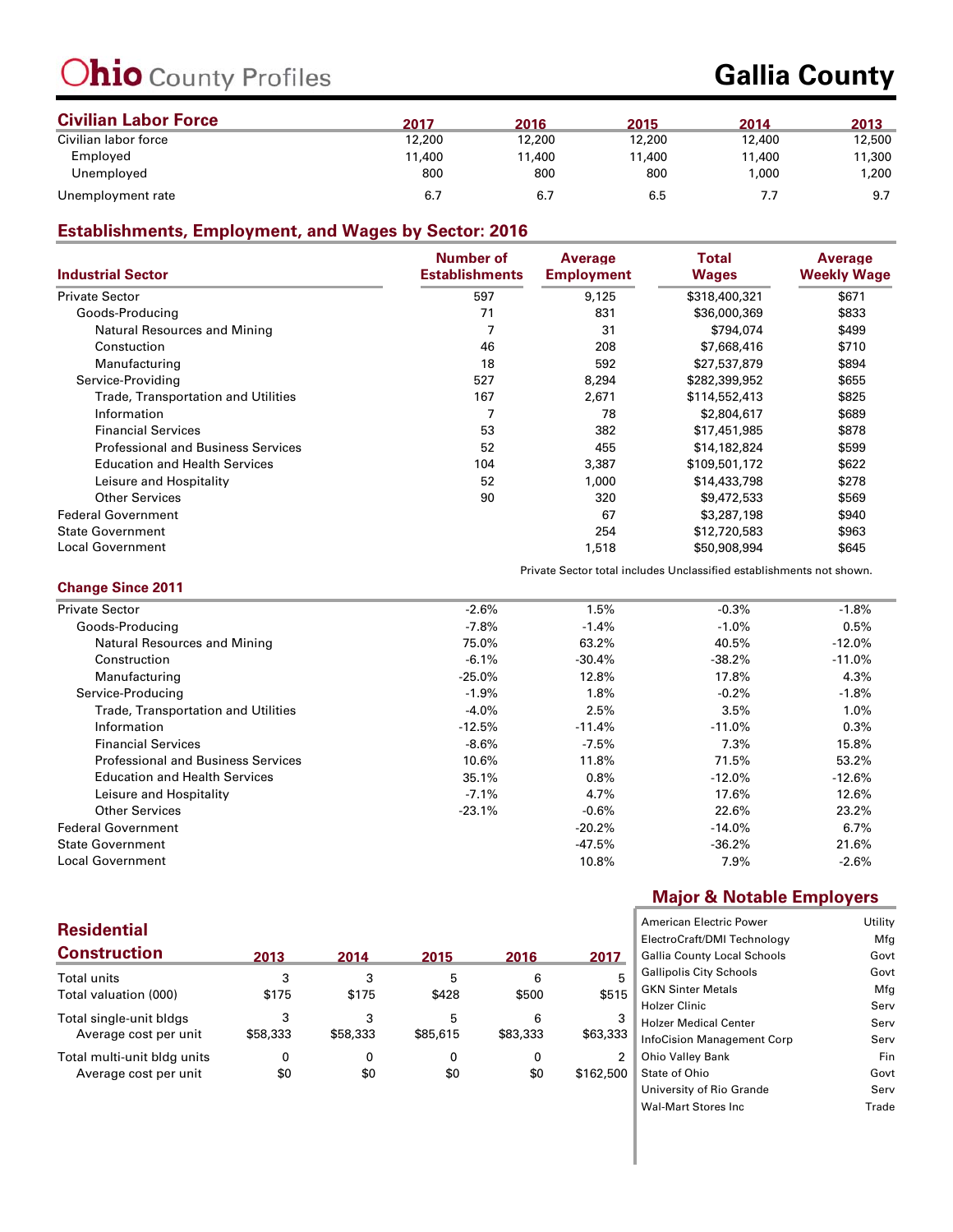# Ohio County Profiles

# Gallia County

## Civilian Labor Force

| Civilian Labor Force | 2017 | 2016 | 2015 | 2014 | 2013 |
|---|---|---|---|---|---|
| Civilian labor force | 12,200 | 12,200 | 12,200 | 12,400 | 12,500 |
| Employed | 11,400 | 11,400 | 11,400 | 11,400 | 11,300 |
| Unemployed | 800 | 800 | 800 | 1,000 | 1,200 |
| Unemployment rate | 6.7 | 6.7 | 6.5 | 7.7 | 9.7 |

## Establishments, Employment, and Wages by Sector: 2016

| Industrial Sector | Number of Establishments | Average Employment | Total Wages | Average Weekly Wage |
|---|---|---|---|---|
| Private Sector | 597 | 9,125 | $318,400,321 | $671 |
| Goods-Producing | 71 | 831 | $36,000,369 | $833 |
| Natural Resources and Mining | 7 | 31 | $794,074 | $499 |
| Constuction | 46 | 208 | $7,668,416 | $710 |
| Manufacturing | 18 | 592 | $27,537,879 | $894 |
| Service-Providing | 527 | 8,294 | $282,399,952 | $655 |
| Trade, Transportation and Utilities | 167 | 2,671 | $114,552,413 | $825 |
| Information | 7 | 78 | $2,804,617 | $689 |
| Financial Services | 53 | 382 | $17,451,985 | $878 |
| Professional and Business Services | 52 | 455 | $14,182,824 | $599 |
| Education and Health Services | 104 | 3,387 | $109,501,172 | $622 |
| Leisure and Hospitality | 52 | 1,000 | $14,433,798 | $278 |
| Other Services | 90 | 320 | $9,472,533 | $569 |
| Federal Government | | 67 | $3,287,198 | $940 |
| State Government | | 254 | $12,720,583 | $963 |
| Local Government | | 1,518 | $50,908,994 | $645 |

Private Sector total includes Unclassified establishments not shown.

### Change Since 2011

| Industrial Sector | Number of Establishments | Average Employment | Total Wages | Average Weekly Wage |
|---|---|---|---|---|
| Private Sector | -2.6% | 1.5% | -0.3% | -1.8% |
| Goods-Producing | -7.8% | -1.4% | -1.0% | 0.5% |
| Natural Resources and Mining | 75.0% | 63.2% | 40.5% | -12.0% |
| Construction | -6.1% | -30.4% | -38.2% | -11.0% |
| Manufacturing | -25.0% | 12.8% | 17.8% | 4.3% |
| Service-Producing | -1.9% | 1.8% | -0.2% | -1.8% |
| Trade, Transportation and Utilities | -4.0% | 2.5% | 3.5% | 1.0% |
| Information | -12.5% | -11.4% | -11.0% | 0.3% |
| Financial Services | -8.6% | -7.5% | 7.3% | 15.8% |
| Professional and Business Services | 10.6% | 11.8% | 71.5% | 53.2% |
| Education and Health Services | 35.1% | 0.8% | -12.0% | -12.6% |
| Leisure and Hospitality | -7.1% | 4.7% | 17.6% | 12.6% |
| Other Services | -23.1% | -0.6% | 22.6% | 23.2% |
| Federal Government | | -20.2% | -14.0% | 6.7% |
| State Government | | -47.5% | -36.2% | 21.6% |
| Local Government | | 10.8% | 7.9% | -2.6% |

## Residential Construction

| | 2013 | 2014 | 2015 | 2016 | 2017 |
|---|---|---|---|---|---|
| Total units | 3 | 3 | 5 | 6 | 5 |
| Total valuation (000) | $175 | $175 | $428 | $500 | $515 |
| Total single-unit bldgs | 3 | 3 | 5 | 6 | 3 |
| Average cost per unit | $58,333 | $58,333 | $85,615 | $83,333 | $63,333 |
| Total multi-unit bldg units | 0 | 0 | 0 | 0 | 2 |
| Average cost per unit | $0 | $0 | $0 | $0 | $162,500 |

## Major & Notable Employers

| | |
|---|---|
| American Electric Power | Utility |
| ElectroCraft/DMI Technology | Mfg |
| Gallia County Local Schools | Govt |
| Gallipolis City Schools | Govt |
| GKN Sinter Metals | Mfg |
| Holzer Clinic | Serv |
| Holzer Medical Center | Serv |
| InfoCision Management Corp | Serv |
| Ohio Valley Bank | Fin |
| State of Ohio | Govt |
| University of Rio Grande | Serv |
| Wal-Mart Stores Inc | Trade |